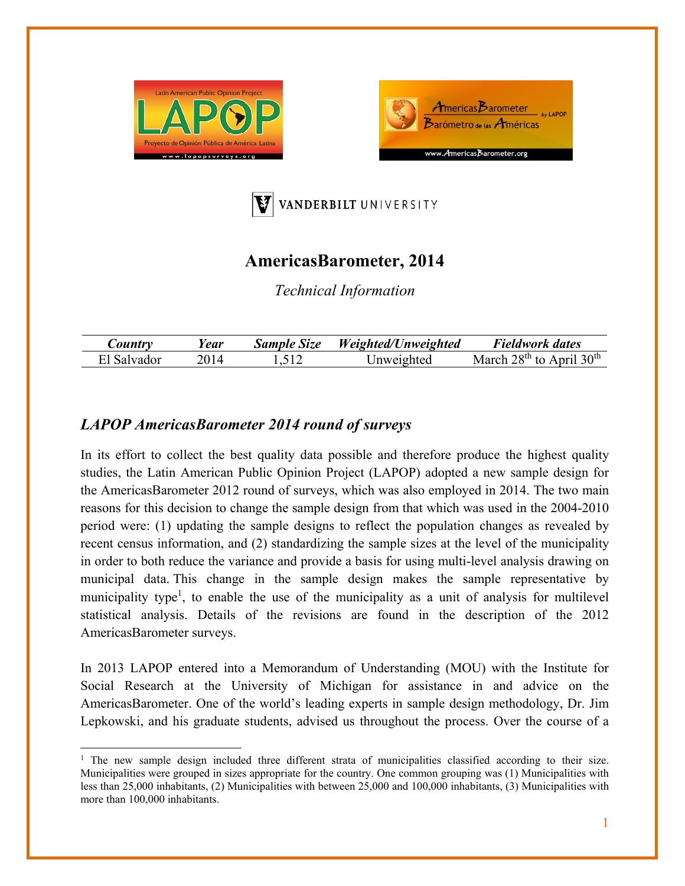# AmericasBarometer, 2014

*Technical Information*

| *Country* | *Year* | *Sample Size* | *Weighted/Unweighted* | *Fieldwork dates* |
|---|---|---|---|---|
| El Salvador | 2014 | 1,512 | Unweighted | March 28th to April 30th |

## *LAPOP AmericasBarometer 2014 round of surveys*

In its effort to collect the best quality data possible and therefore produce the highest quality studies, the Latin American Public Opinion Project (LAPOP) adopted a new sample design for the AmericasBarometer 2012 round of surveys, which was also employed in 2014. The two main reasons for this decision to change the sample design from that which was used in the 2004-2010 period were: (1) updating the sample designs to reflect the population changes as revealed by recent census information, and (2) standardizing the sample sizes at the level of the municipality in order to both reduce the variance and provide a basis for using multi-level analysis drawing on municipal data. This change in the sample design makes the sample representative by municipality type[1], to enable the use of the municipality as a unit of analysis for multilevel statistical analysis. Details of the revisions are found in the description of the 2012 AmericasBarometer surveys.

In 2013 LAPOP entered into a Memorandum of Understanding (MOU) with the Institute for Social Research at the University of Michigan for assistance in and advice on the AmericasBarometer. One of the world's leading experts in sample design methodology, Dr. Jim Lepkowski, and his graduate students, advised us throughout the process. Over the course of a

[1] The new sample design included three different strata of municipalities classified according to their size. Municipalities were grouped in sizes appropriate for the country. One common grouping was (1) Municipalities with less than 25,000 inhabitants, (2) Municipalities with between 25,000 and 100,000 inhabitants, (3) Municipalities with more than 100,000 inhabitants.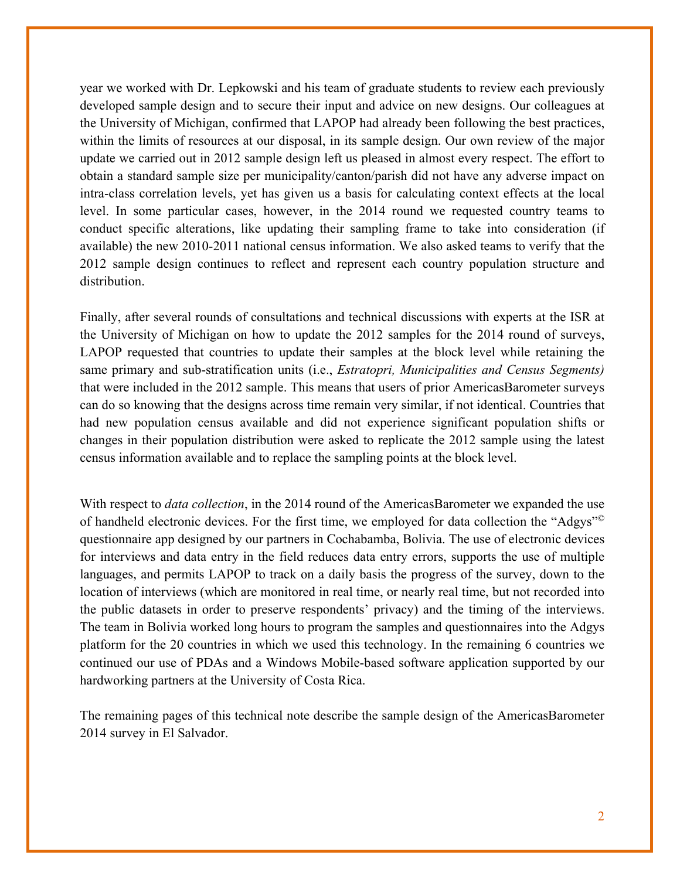year we worked with Dr. Lepkowski and his team of graduate students to review each previously developed sample design and to secure their input and advice on new designs. Our colleagues at the University of Michigan, confirmed that LAPOP had already been following the best practices, within the limits of resources at our disposal, in its sample design. Our own review of the major update we carried out in 2012 sample design left us pleased in almost every respect. The effort to obtain a standard sample size per municipality/canton/parish did not have any adverse impact on intra-class correlation levels, yet has given us a basis for calculating context effects at the local level. In some particular cases, however, in the 2014 round we requested country teams to conduct specific alterations, like updating their sampling frame to take into consideration (if available) the new 2010-2011 national census information. We also asked teams to verify that the 2012 sample design continues to reflect and represent each country population structure and distribution.

Finally, after several rounds of consultations and technical discussions with experts at the ISR at the University of Michigan on how to update the 2012 samples for the 2014 round of surveys, LAPOP requested that countries to update their samples at the block level while retaining the same primary and sub-stratification units (i.e., *Estratopri, Municipalities and Census Segments)* that were included in the 2012 sample. This means that users of prior AmericasBarometer surveys can do so knowing that the designs across time remain very similar, if not identical. Countries that had new population census available and did not experience significant population shifts or changes in their population distribution were asked to replicate the 2012 sample using the latest census information available and to replace the sampling points at the block level.

With respect to *data collection*, in the 2014 round of the AmericasBarometer we expanded the use of handheld electronic devices. For the first time, we employed for data collection the "Adgys"© questionnaire app designed by our partners in Cochabamba, Bolivia. The use of electronic devices for interviews and data entry in the field reduces data entry errors, supports the use of multiple languages, and permits LAPOP to track on a daily basis the progress of the survey, down to the location of interviews (which are monitored in real time, or nearly real time, but not recorded into the public datasets in order to preserve respondents' privacy) and the timing of the interviews. The team in Bolivia worked long hours to program the samples and questionnaires into the Adgys platform for the 20 countries in which we used this technology. In the remaining 6 countries we continued our use of PDAs and a Windows Mobile-based software application supported by our hardworking partners at the University of Costa Rica.

The remaining pages of this technical note describe the sample design of the AmericasBarometer 2014 survey in El Salvador.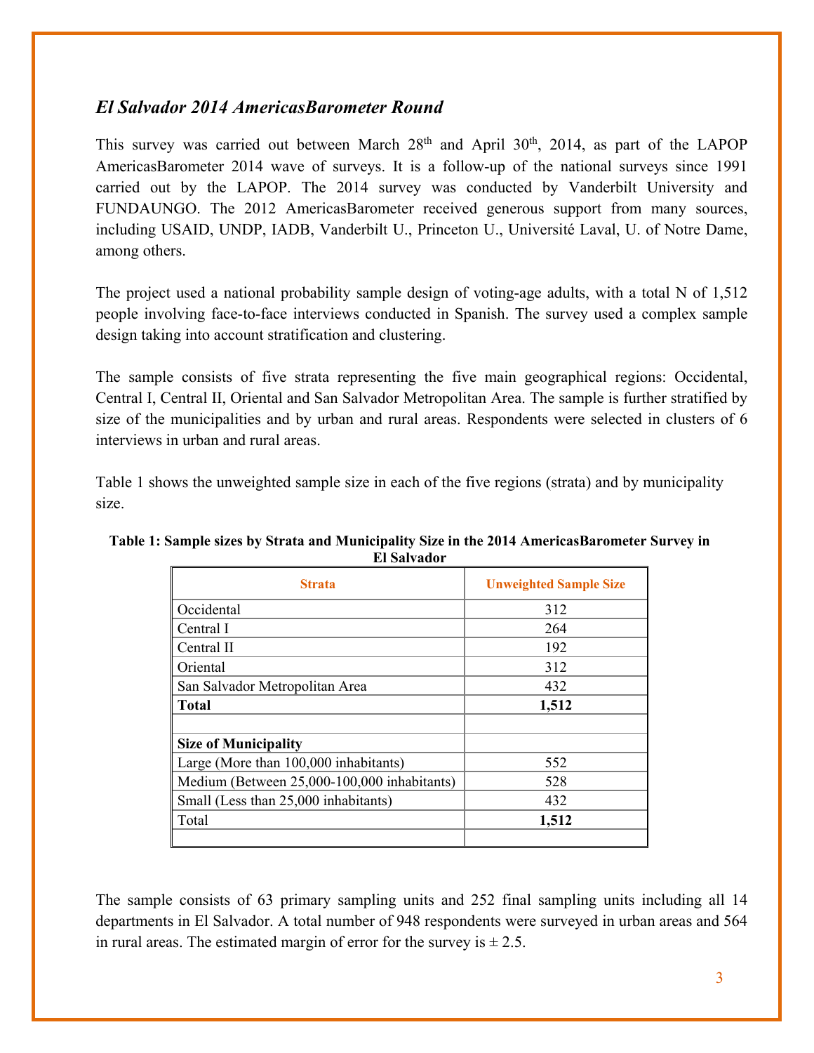## *El Salvador 2014 AmericasBarometer Round*

This survey was carried out between March 28th and April 30th, 2014, as part of the LAPOP AmericasBarometer 2014 wave of surveys. It is a follow-up of the national surveys since 1991 carried out by the LAPOP. The 2014 survey was conducted by Vanderbilt University and FUNDAUNGO. The 2012 AmericasBarometer received generous support from many sources, including USAID, UNDP, IADB, Vanderbilt U., Princeton U., Université Laval, U. of Notre Dame, among others.

The project used a national probability sample design of voting-age adults, with a total N of 1,512 people involving face-to-face interviews conducted in Spanish. The survey used a complex sample design taking into account stratification and clustering.

The sample consists of five strata representing the five main geographical regions: Occidental, Central I, Central II, Oriental and San Salvador Metropolitan Area. The sample is further stratified by size of the municipalities and by urban and rural areas. Respondents were selected in clusters of 6 interviews in urban and rural areas.

Table 1 shows the unweighted sample size in each of the five regions (strata) and by municipality size.

**Table 1: Sample sizes by Strata and Municipality Size in the 2014 AmericasBarometer Survey in El Salvador**

| Strata | Unweighted Sample Size |
| --- | --- |
| Occidental | 312 |
| Central I | 264 |
| Central II | 192 |
| Oriental | 312 |
| San Salvador Metropolitan Area | 432 |
| **Total** | **1,512** |
| | |
| **Size of Municipality** | |
| Large (More than 100,000 inhabitants) | 552 |
| Medium (Between 25,000-100,000 inhabitants) | 528 |
| Small (Less than 25,000 inhabitants) | 432 |
| Total | **1,512** |
| | |

The sample consists of 63 primary sampling units and 252 final sampling units including all 14 departments in El Salvador. A total number of 948 respondents were surveyed in urban areas and 564 in rural areas. The estimated margin of error for the survey is ± 2.5.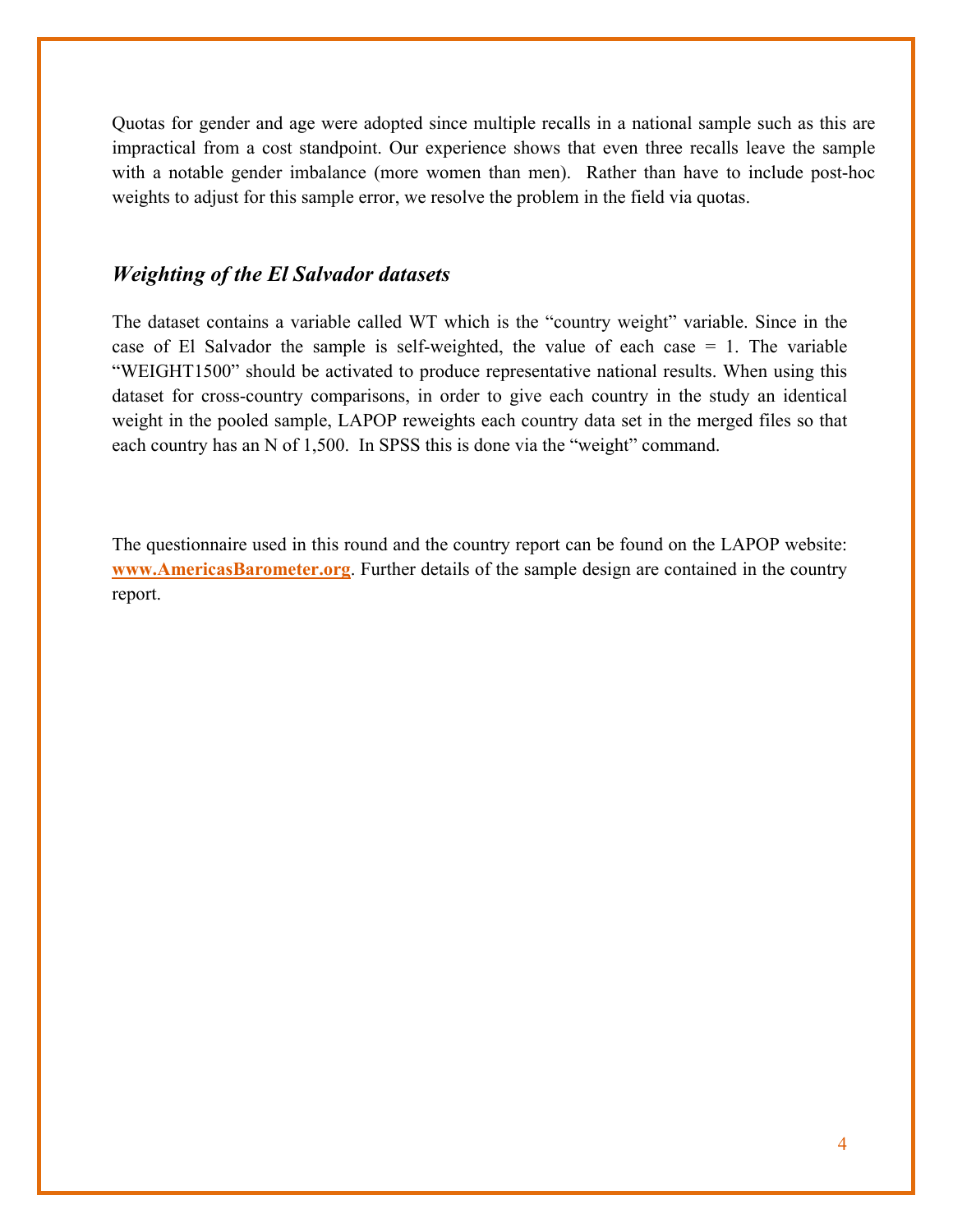Quotas for gender and age were adopted since multiple recalls in a national sample such as this are impractical from a cost standpoint. Our experience shows that even three recalls leave the sample with a notable gender imbalance (more women than men). Rather than have to include post-hoc weights to adjust for this sample error, we resolve the problem in the field via quotas.

### *Weighting of the El Salvador datasets*

The dataset contains a variable called WT which is the "country weight" variable. Since in the case of El Salvador the sample is self-weighted, the value of each case = 1. The variable "WEIGHT1500" should be activated to produce representative national results. When using this dataset for cross-country comparisons, in order to give each country in the study an identical weight in the pooled sample, LAPOP reweights each country data set in the merged files so that each country has an N of 1,500. In SPSS this is done via the "weight" command.

The questionnaire used in this round and the country report can be found on the LAPOP website: **www.AmericasBarometer.org**. Further details of the sample design are contained in the country report.